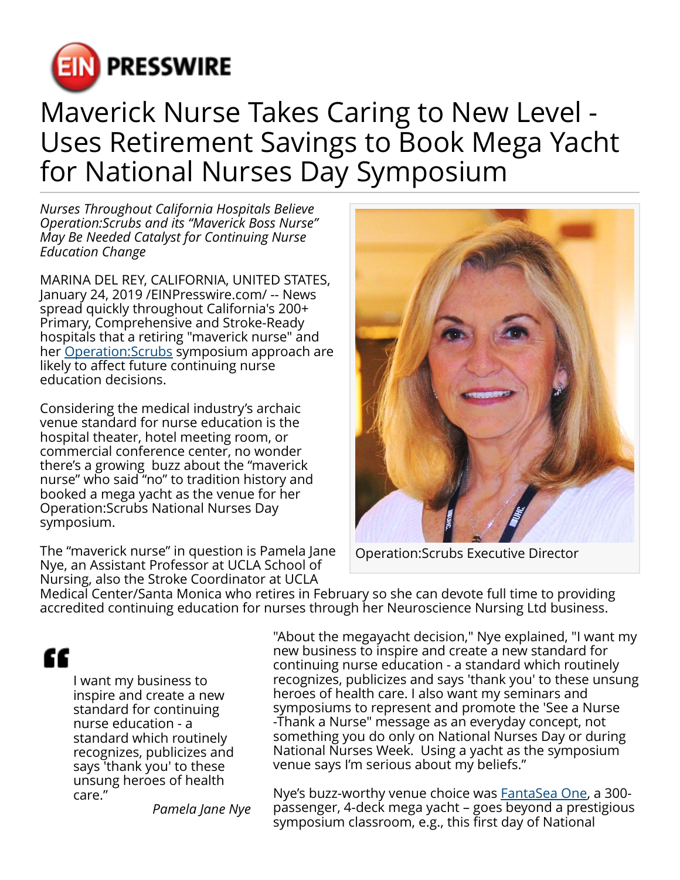# Maverick Nurse Takes Caring to New Level - Uses Retirement Savings to Book Mega Yacht for National Nurses Day Symposium

*Nurses Throughout California Hospitals Believe Operation:Scrubs and its "Maverick Boss Nurse" May Be Needed Catalyst for Continuing Nurse Education Change*

MARINA DEL REY, CALIFORNIA, UNITED STATES, January 24, 2019 /EINPresswire.com/ -- News spread quickly throughout California's 200+ Primary, Comprehensive and Stroke-Ready hospitals that a retiring "maverick nurse" and her [Operation:Scrubs](Operation:Scrubs) symposium approach are likely to affect future continuing nurse education decisions.

Considering the medical industry's archaic venue standard for nurse education is the hospital theater, hotel meeting room, or commercial conference center, no wonder there's a growing buzz about the "maverick nurse" who said "no" to tradition history and booked a mega yacht as the venue for her Operation:Scrubs National Nurses Day symposium.

Operation:Scrubs Executive Director

The "maverick nurse" in question is Pamela Jane Nye, an Assistant Professor at UCLA School of Nursing, also the Stroke Coordinator at UCLA Medical Center/Santa Monica who retires in February so she can devote full time to providing accredited continuing education for nurses through her Neuroscience Nursing Ltd business.

> I want my business to inspire and create a new standard for continuing nurse education - a standard which routinely recognizes, publicizes and says 'thank you' to these unsung heroes of health care."
>
> *Pamela Jane Nye*

"About the megayacht decision," Nye explained, "I want my new business to inspire and create a new standard for continuing nurse education - a standard which routinely recognizes, publicizes and says 'thank you' to these unsung heroes of health care. I also want my seminars and symposiums to represent and promote the 'See a Nurse -Thank a Nurse" message as an everyday concept, not something you do only on National Nurses Day or during National Nurses Week. Using a yacht as the symposium venue says I'm serious about my beliefs."

Nye's buzz-worthy venue choice was [FantaSea One](FantaSea One), a 300-passenger, 4-deck mega yacht – goes beyond a prestigious symposium classroom, e.g., this first day of National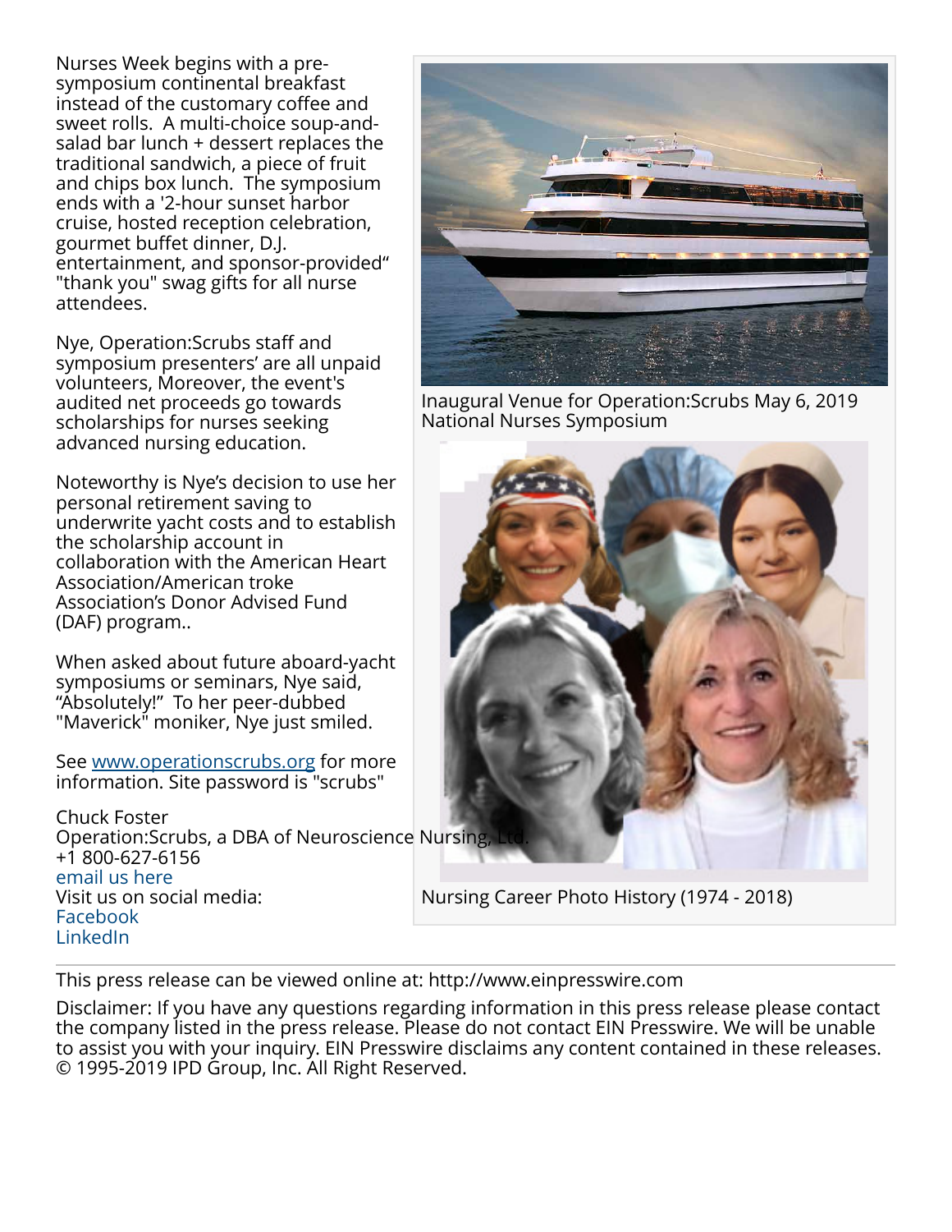Nurses Week begins with a pre-symposium continental breakfast instead of the customary coffee and sweet rolls. A multi-choice soup-and-salad bar lunch + dessert replaces the traditional sandwich, a piece of fruit and chips box lunch. The symposium ends with a '2-hour sunset harbor cruise, hosted reception celebration, gourmet buffet dinner, D.J. entertainment, and sponsor-provided" "thank you" swag gifts for all nurse attendees.

Nye, Operation:Scrubs staff and symposium presenters' are all unpaid volunteers, Moreover, the event's audited net proceeds go towards scholarships for nurses seeking advanced nursing education.

Noteworthy is Nye's decision to use her personal retirement saving to underwrite yacht costs and to establish the scholarship account in collaboration with the American Heart Association/American troke Association's Donor Advised Fund (DAF) program..

When asked about future aboard-yacht symposiums or seminars, Nye said, "Absolutely!" To her peer-dubbed "Maverick" moniker, Nye just smiled.

See www.operationscrubs.org for more information. Site password is "scrubs"

Chuck Foster
Operation:Scrubs, a DBA of Neuroscience Nursing, Ltd.
+1 800-627-6156
email us here
Visit us on social media:
Facebook
LinkedIn

Inaugural Venue for Operation:Scrubs May 6, 2019 National Nurses Symposium

Nursing Career Photo History (1974 - 2018)

This press release can be viewed online at: http://www.einpresswire.com

Disclaimer: If you have any questions regarding information in this press release please contact the company listed in the press release. Please do not contact EIN Presswire. We will be unable to assist you with your inquiry. EIN Presswire disclaims any content contained in these releases. © 1995-2019 IPD Group, Inc. All Right Reserved.